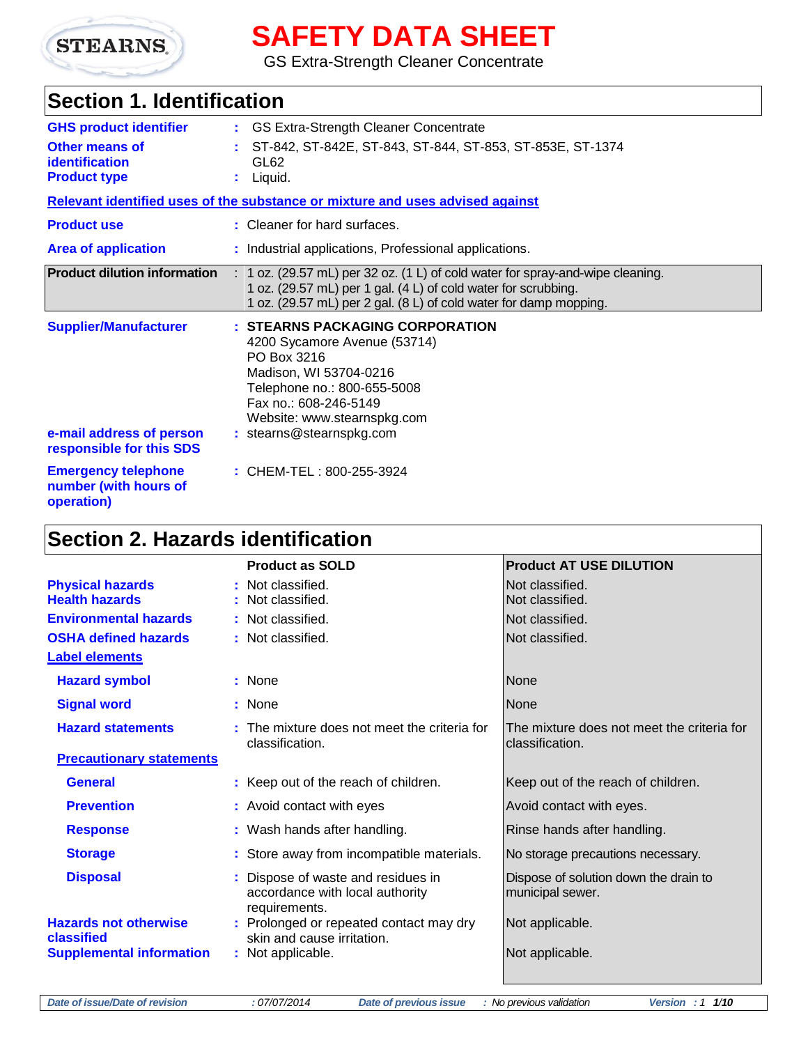STEARNS

# SAFETY DATA SHEET

GS Extra-Strength Cleaner Concentrate

## Section 1. Identification

**GHS product identifier** : GS Extra-Strength Cleaner Concentrate

**Other means of identification** : ST-842, ST-842E, ST-843, ST-844, ST-853, ST-853E, ST-1374 GL62

**Product type** : Liquid.

**Relevant identified uses of the substance or mixture and uses advised against**

**Product use** : Cleaner for hard surfaces.

**Area of application** : Industrial applications, Professional applications.

**Product dilution information** : 1 oz. (29.57 mL) per 32 oz. (1 L) of cold water for spray-and-wipe cleaning.
1 oz. (29.57 mL) per 1 gal. (4 L) of cold water for scrubbing.
1 oz. (29.57 mL) per 2 gal. (8 L) of cold water for damp mopping.

**Supplier/Manufacturer** : **STEARNS PACKAGING CORPORATION**
4200 Sycamore Avenue (53714)
PO Box 3216
Madison, WI 53704-0216
Telephone no.: 800-655-5008
Fax no.: 608-246-5149
Website: www.stearnspkg.com

**e-mail address of person responsible for this SDS** : stearns@stearnspkg.com

**Emergency telephone number (with hours of operation)** : CHEM-TEL : 800-255-3924

## Section 2. Hazards identification

| | Product as SOLD | Product AT USE DILUTION |
|---|---|---|
| **Physical hazards** | Not classified. | Not classified. |
| **Health hazards** | Not classified. | Not classified. |
| **Environmental hazards** | Not classified. | Not classified. |
| **OSHA defined hazards** | Not classified. | Not classified. |
| **Label elements** | | |
| **Hazard symbol** | None | None |
| **Signal word** | None | None |
| **Hazard statements** | The mixture does not meet the criteria for classification. | The mixture does not meet the criteria for classification. |
| **Precautionary statements** | | |
| **General** | Keep out of the reach of children. | Keep out of the reach of children. |
| **Prevention** | Avoid contact with eyes | Avoid contact with eyes. |
| **Response** | Wash hands after handling. | Rinse hands after handling. |
| **Storage** | Store away from incompatible materials. | No storage precautions necessary. |
| **Disposal** | Dispose of waste and residues in accordance with local authority requirements. | Dispose of solution down the drain to municipal sewer. |
| **Hazards not otherwise classified** | Prolonged or repeated contact may dry skin and cause irritation. | Not applicable. |
| **Supplemental information** | Not applicable. | Not applicable. |

*Date of issue/Date of revision* : 07/07/2014 *Date of previous issue* : No previous validation *Version* : 1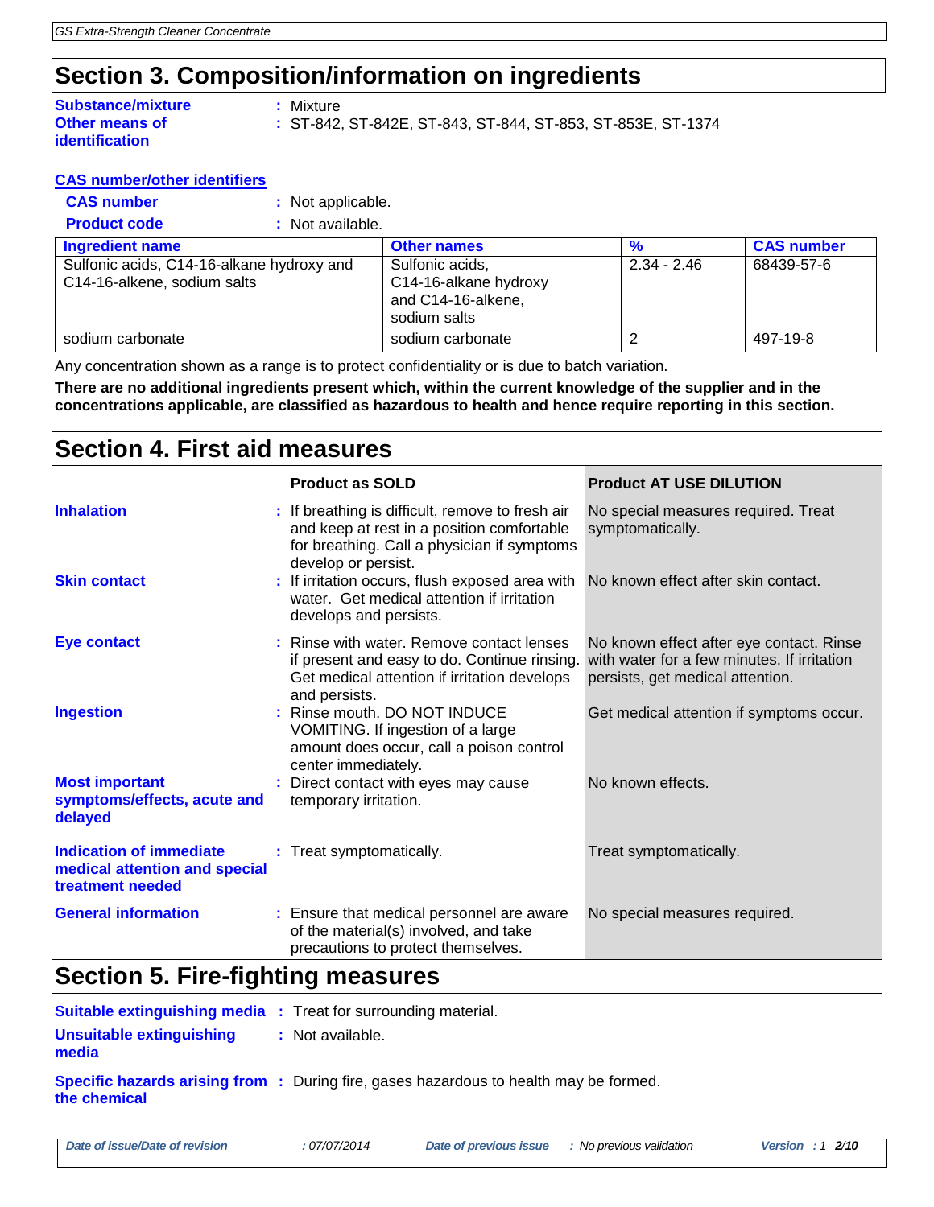# Section 3. Composition/information on ingredients

**Substance/mixture** : Mixture

**Other means of identification** : ST-842, ST-842E, ST-843, ST-844, ST-853, ST-853E, ST-1374

**CAS number/other identifiers**

**CAS number** : Not applicable.

**Product code** : Not available.

| Ingredient name | Other names | % | CAS number |
|---|---|---|---|
| Sulfonic acids, C14-16-alkane hydroxy and C14-16-alkene, sodium salts | Sulfonic acids, C14-16-alkane hydroxy and C14-16-alkene, sodium salts | 2.34 - 2.46 | 68439-57-6 |
| sodium carbonate | sodium carbonate | 2 | 497-19-8 |

Any concentration shown as a range is to protect confidentiality or is due to batch variation.

**There are no additional ingredients present which, within the current knowledge of the supplier and in the concentrations applicable, are classified as hazardous to health and hence require reporting in this section.**

# Section 4. First aid measures

| | Product as SOLD | Product AT USE DILUTION |
|---|---|---|
| **Inhalation** | If breathing is difficult, remove to fresh air and keep at rest in a position comfortable for breathing. Call a physician if symptoms develop or persist. | No special measures required. Treat symptomatically. |
| **Skin contact** | If irritation occurs, flush exposed area with water. Get medical attention if irritation develops and persists. | No known effect after skin contact. |
| **Eye contact** | Rinse with water. Remove contact lenses if present and easy to do. Continue rinsing. Get medical attention if irritation develops and persists. | No known effect after eye contact. Rinse with water for a few minutes. If irritation persists, get medical attention. |
| **Ingestion** | Rinse mouth. DO NOT INDUCE VOMITING. If ingestion of a large amount does occur, call a poison control center immediately. | Get medical attention if symptoms occur. |
| **Most important symptoms/effects, acute and delayed** | Direct contact with eyes may cause temporary irritation. | No known effects. |
| **Indication of immediate medical attention and special treatment needed** | Treat symptomatically. | Treat symptomatically. |
| **General information** | Ensure that medical personnel are aware of the material(s) involved, and take precautions to protect themselves. | No special measures required. |

# Section 5. Fire-fighting measures

**Suitable extinguishing media** : Treat for surrounding material.

**Unsuitable extinguishing media** : Not available.

**Specific hazards arising from the chemical** : During fire, gases hazardous to health may be formed.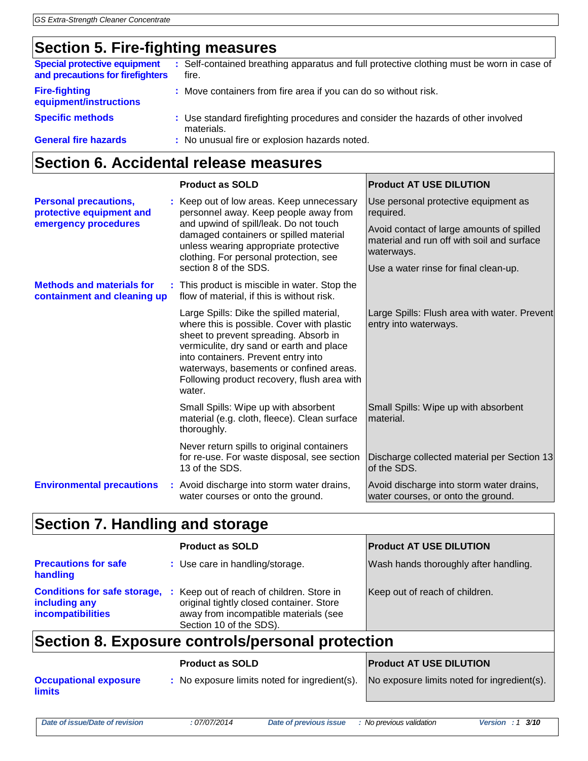## Section 5. Fire-fighting measures

**Special protective equipment and precautions for firefighters** : Self-contained breathing apparatus and full protective clothing must be worn in case of fire.

**Fire-fighting equipment/instructions** : Move containers from fire area if you can do so without risk.

**Specific methods** : Use standard firefighting procedures and consider the hazards of other involved materials.

**General fire hazards** : No unusual fire or explosion hazards noted.

## Section 6. Accidental release measures

| | Product as SOLD | Product AT USE DILUTION |
|---|---|---|
| **Personal precautions, protective equipment and emergency procedures** | Keep out of low areas. Keep unnecessary personnel away. Keep people away from and upwind of spill/leak. Do not touch damaged containers or spilled material unless wearing appropriate protective clothing. For personal protection, see section 8 of the SDS. | Use personal protective equipment as required. Avoid contact of large amounts of spilled material and run off with soil and surface waterways. Use a water rinse for final clean-up. |
| **Methods and materials for containment and cleaning up** | This product is miscible in water. Stop the flow of material, if this is without risk. | |
| | Large Spills: Dike the spilled material, where this is possible. Cover with plastic sheet to prevent spreading. Absorb in vermiculite, dry sand or earth and place into containers. Prevent entry into waterways, basements or confined areas. Following product recovery, flush area with water. | Large Spills: Flush area with water. Prevent entry into waterways. |
| | Small Spills: Wipe up with absorbent material (e.g. cloth, fleece). Clean surface thoroughly. | Small Spills: Wipe up with absorbent material. |
| | Never return spills to original containers for re-use. For waste disposal, see section 13 of the SDS. | Discharge collected material per Section 13 of the SDS. |
| **Environmental precautions** | Avoid discharge into storm water drains, water courses or onto the ground. | Avoid discharge into storm water drains, water courses, or onto the ground. |

## Section 7. Handling and storage

| | Product as SOLD | Product AT USE DILUTION |
|---|---|---|
| **Precautions for safe handling** | Use care in handling/storage. | Wash hands thoroughly after handling. |
| **Conditions for safe storage, including any incompatibilities** | Keep out of reach of children. Store in original tightly closed container. Store away from incompatible materials (see Section 10 of the SDS). | Keep out of reach of children. |

## Section 8. Exposure controls/personal protection

| | Product as SOLD | Product AT USE DILUTION |
|---|---|---|
| **Occupational exposure limits** | No exposure limits noted for ingredient(s). | No exposure limits noted for ingredient(s). |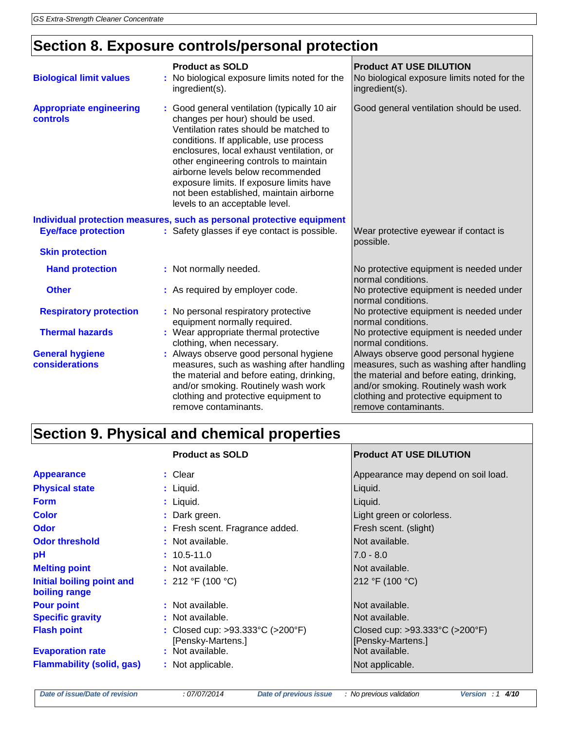## Section 8. Exposure controls/personal protection

| | Product as SOLD | Product AT USE DILUTION |
|---|---|---|
| **Biological limit values** | No biological exposure limits noted for the ingredient(s). | No biological exposure limits noted for the ingredient(s). |
| **Appropriate engineering controls** | Good general ventilation (typically 10 air changes per hour) should be used. Ventilation rates should be matched to conditions. If applicable, use process enclosures, local exhaust ventilation, or other engineering controls to maintain airborne levels below recommended exposure limits. If exposure limits have not been established, maintain airborne levels to an acceptable level. | Good general ventilation should be used. |
| **Individual protection measures, such as personal protective equipment** | | |
| **Eye/face protection** | Safety glasses if eye contact is possible. | Wear protective eyewear if contact is possible. |
| **Skin protection** | | |
| **Hand protection** | Not normally needed. | No protective equipment is needed under normal conditions. |
| **Other** | As required by employer code. | No protective equipment is needed under normal conditions. |
| **Respiratory protection** | No personal respiratory protective equipment normally required. | No protective equipment is needed under normal conditions. |
| **Thermal hazards** | Wear appropriate thermal protective clothing, when necessary. | No protective equipment is needed under normal conditions. |
| **General hygiene considerations** | Always observe good personal hygiene measures, such as washing after handling the material and before eating, drinking, and/or smoking. Routinely wash work clothing and protective equipment to remove contaminants. | Always observe good personal hygiene measures, such as washing after handling the material and before eating, drinking, and/or smoking. Routinely wash work clothing and protective equipment to remove contaminants. |

## Section 9. Physical and chemical properties

| | Product as SOLD | Product AT USE DILUTION |
|---|---|---|
| **Appearance** | Clear | Appearance may depend on soil load. |
| **Physical state** | Liquid. | Liquid. |
| **Form** | Liquid. | Liquid. |
| **Color** | Dark green. | Light green or colorless. |
| **Odor** | Fresh scent. Fragrance added. | Fresh scent. (slight) |
| **Odor threshold** | Not available. | Not available. |
| **pH** | 10.5-11.0 | 7.0 - 8.0 |
| **Melting point** | Not available. | Not available. |
| **Initial boiling point and boiling range** | 212 °F (100 °C) | 212 °F (100 °C) |
| **Pour point** | Not available. | Not available. |
| **Specific gravity** | Not available. | Not available. |
| **Flash point** | Closed cup: >93.333°C (>200°F) [Pensky-Martens.] | Closed cup: >93.333°C (>200°F) [Pensky-Martens.] |
| **Evaporation rate** | Not available. | Not available. |
| **Flammability (solid, gas)** | Not applicable. | Not applicable. |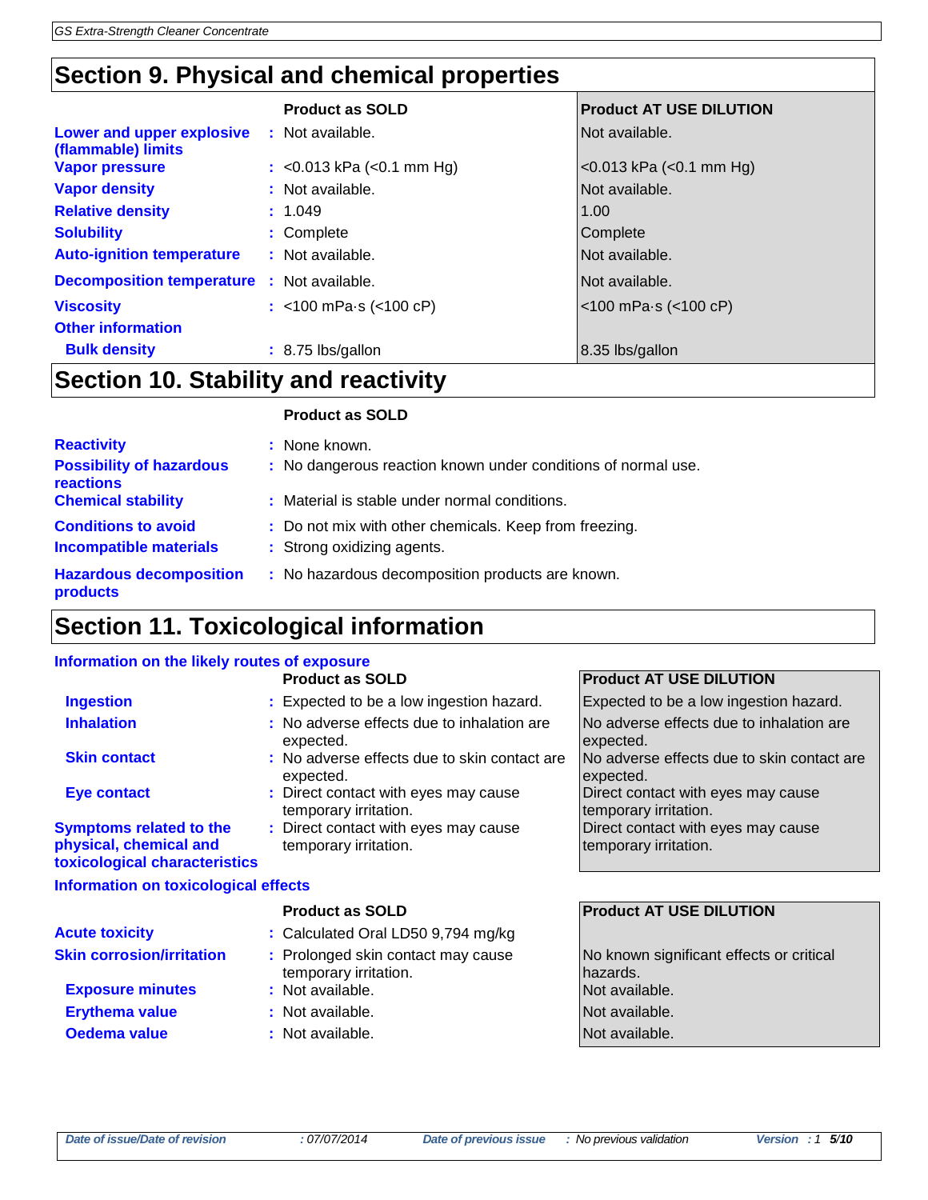## Section 9. Physical and chemical properties

| | Product as SOLD | Product AT USE DILUTION |
|---|---|---|
| **Lower and upper explosive (flammable) limits** | Not available. | Not available. |
| **Vapor pressure** | <0.013 kPa (<0.1 mm Hg) | <0.013 kPa (<0.1 mm Hg) |
| **Vapor density** | Not available. | Not available. |
| **Relative density** | 1.049 | 1.00 |
| **Solubility** | Complete | Complete |
| **Auto-ignition temperature** | Not available. | Not available. |
| **Decomposition temperature** | Not available. | Not available. |
| **Viscosity** | <100 mPa·s (<100 cP) | <100 mPa·s (<100 cP) |
| **Other information** | | |
| **Bulk density** | 8.75 lbs/gallon | 8.35 lbs/gallon |

## Section 10. Stability and reactivity

| | Product as SOLD |
|---|---|
| **Reactivity** | None known. |
| **Possibility of hazardous reactions** | No dangerous reaction known under conditions of normal use. |
| **Chemical stability** | Material is stable under normal conditions. |
| **Conditions to avoid** | Do not mix with other chemicals. Keep from freezing. |
| **Incompatible materials** | Strong oxidizing agents. |
| **Hazardous decomposition products** | No hazardous decomposition products are known. |

## Section 11. Toxicological information

**Information on the likely routes of exposure**

| | Product as SOLD | Product AT USE DILUTION |
|---|---|---|
| **Ingestion** | Expected to be a low ingestion hazard. | Expected to be a low ingestion hazard. |
| **Inhalation** | No adverse effects due to inhalation are expected. | No adverse effects due to inhalation are expected. |
| **Skin contact** | No adverse effects due to skin contact are expected. | No adverse effects due to skin contact are expected. |
| **Eye contact** | Direct contact with eyes may cause temporary irritation. | Direct contact with eyes may cause temporary irritation. |
| **Symptoms related to the physical, chemical and toxicological characteristics** | Direct contact with eyes may cause temporary irritation. | Direct contact with eyes may cause temporary irritation. |

**Information on toxicological effects**

| | Product as SOLD | Product AT USE DILUTION |
|---|---|---|
| **Acute toxicity** | Calculated Oral LD50 9,794 mg/kg | |
| **Skin corrosion/irritation** | Prolonged skin contact may cause temporary irritation. | No known significant effects or critical hazards. |
| **Exposure minutes** | Not available. | Not available. |
| **Erythema value** | Not available. | Not available. |
| **Oedema value** | Not available. | Not available. |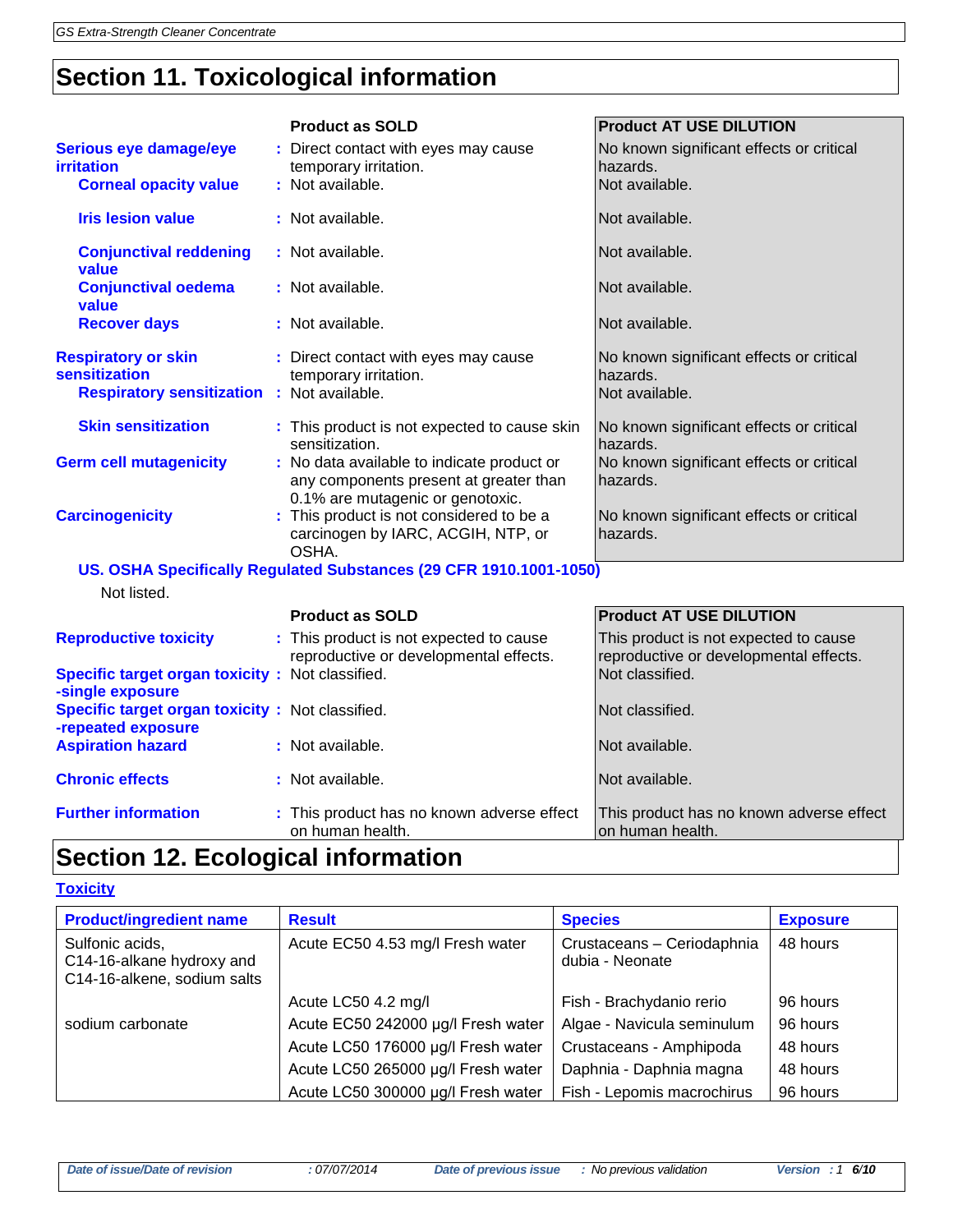## Section 11. Toxicological information

| | Product as SOLD | Product AT USE DILUTION |
|---|---|---|
| **Serious eye damage/eye irritation** | Direct contact with eyes may cause temporary irritation. | No known significant effects or critical hazards. |
| **Corneal opacity value** | Not available. | Not available. |
| **Iris lesion value** | Not available. | Not available. |
| **Conjunctival reddening value** | Not available. | Not available. |
| **Conjunctival oedema value** | Not available. | Not available. |
| **Recover days** | Not available. | Not available. |
| **Respiratory or skin sensitization** | Direct contact with eyes may cause temporary irritation. | No known significant effects or critical hazards. |
| **Respiratory sensitization** | Not available. | Not available. |
| **Skin sensitization** | This product is not expected to cause skin sensitization. | No known significant effects or critical hazards. |
| **Germ cell mutagenicity** | No data available to indicate product or any components present at greater than 0.1% are mutagenic or genotoxic. | No known significant effects or critical hazards. |
| **Carcinogenicity** | This product is not considered to be a carcinogen by IARC, ACGIH, NTP, or OSHA. | No known significant effects or critical hazards. |

**US. OSHA Specifically Regulated Substances (29 CFR 1910.1001-1050)**

Not listed.

| | Product as SOLD | Product AT USE DILUTION |
|---|---|---|
| **Reproductive toxicity** | This product is not expected to cause reproductive or developmental effects. | This product is not expected to cause reproductive or developmental effects. |
| **Specific target organ toxicity -single exposure** | Not classified. | Not classified. |
| **Specific target organ toxicity -repeated exposure** | Not classified. | Not classified. |
| **Aspiration hazard** | Not available. | Not available. |
| **Chronic effects** | Not available. | Not available. |
| **Further information** | This product has no known adverse effect on human health. | This product has no known adverse effect on human health. |

## Section 12. Ecological information

**Toxicity**

| Product/ingredient name | Result | Species | Exposure |
|---|---|---|---|
| Sulfonic acids, C14-16-alkane hydroxy and C14-16-alkene, sodium salts | Acute EC50 4.53 mg/l Fresh water | Crustaceans – Ceriodaphnia dubia - Neonate | 48 hours |
| | Acute LC50 4.2 mg/l | Fish - Brachydanio rerio | 96 hours |
| sodium carbonate | Acute EC50 242000 µg/l Fresh water | Algae - Navicula seminulum | 96 hours |
| | Acute LC50 176000 µg/l Fresh water | Crustaceans - Amphipoda | 48 hours |
| | Acute LC50 265000 µg/l Fresh water | Daphnia - Daphnia magna | 48 hours |
| | Acute LC50 300000 µg/l Fresh water | Fish - Lepomis macrochirus | 96 hours |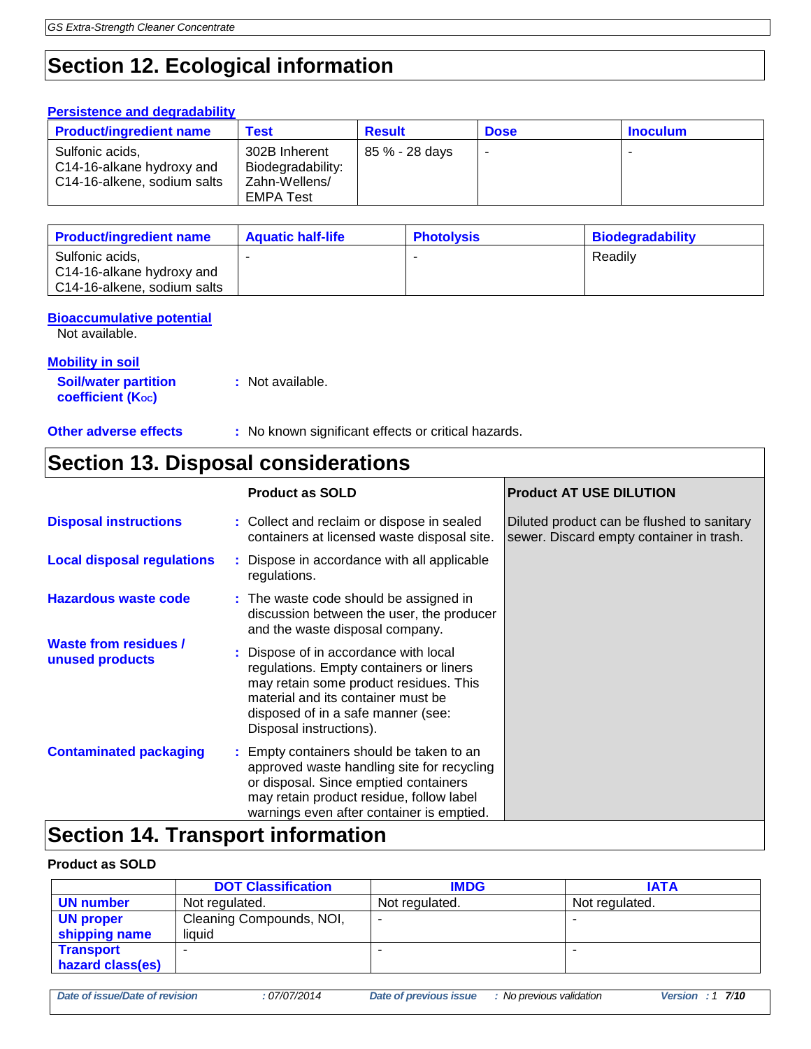## Section 12. Ecological information

### Persistence and degradability

| Product/ingredient name | Test | Result | Dose | Inoculum |
|---|---|---|---|---|
| Sulfonic acids, C14-16-alkane hydroxy and C14-16-alkene, sodium salts | 302B Inherent Biodegradability: Zahn-Wellens/ EMPA Test | 85 % - 28 days | - | - |

| Product/ingredient name | Aquatic half-life | Photolysis | Biodegradability |
|---|---|---|---|
| Sulfonic acids, C14-16-alkane hydroxy and C14-16-alkene, sodium salts | - | - | Readily |

### Bioaccumulative potential

Not available.

### Mobility in soil

**Soil/water partition coefficient ($K_{OC}$)** : Not available.

**Other adverse effects** : No known significant effects or critical hazards.

## Section 13. Disposal considerations

| | Product as SOLD | Product AT USE DILUTION |
|---|---|---|
| **Disposal instructions** | Collect and reclaim or dispose in sealed containers at licensed waste disposal site. | Diluted product can be flushed to sanitary sewer. Discard empty container in trash. |
| **Local disposal regulations** | Dispose in accordance with all applicable regulations. | |
| **Hazardous waste code** | The waste code should be assigned in discussion between the user, the producer and the waste disposal company. | |
| **Waste from residues / unused products** | Dispose of in accordance with local regulations. Empty containers or liners may retain some product residues. This material and its container must be disposed of in a safe manner (see: Disposal instructions). | |
| **Contaminated packaging** | Empty containers should be taken to an approved waste handling site for recycling or disposal. Since emptied containers may retain product residue, follow label warnings even after container is emptied. | |

## Section 14. Transport information

**Product as SOLD**

| | DOT Classification | IMDG | IATA |
|---|---|---|---|
| **UN number** | Not regulated. | Not regulated. | Not regulated. |
| **UN proper shipping name** | Cleaning Compounds, NOI, liquid | - | - |
| **Transport hazard class(es)** | - | - | - |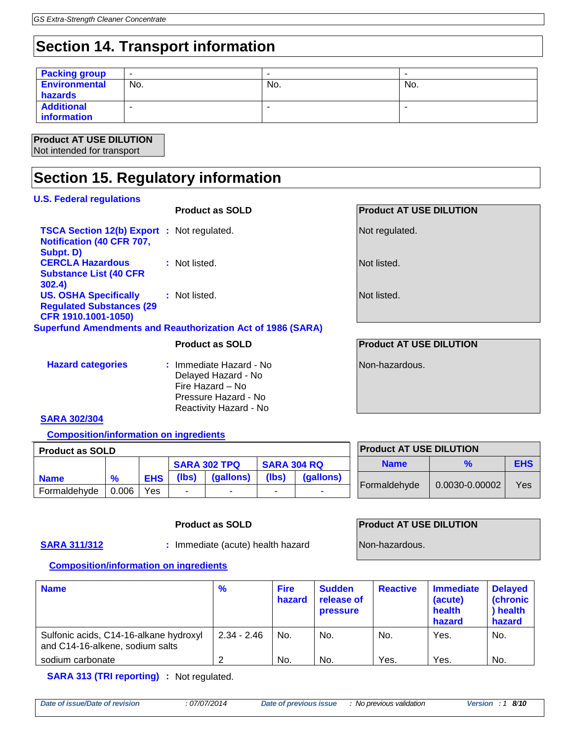## Section 14. Transport information

| Packing group | - | - | - |
|---|---|---|---|
| Environmental hazards | No. | No. | No. |
| Additional information | - | - | - |

**Product AT USE DILUTION**
Not intended for transport

## Section 15. Regulatory information

### U.S. Federal regulations

| | Product as SOLD | Product AT USE DILUTION |
|---|---|---|
| TSCA Section 12(b) Export Notification (40 CFR 707, Subpt. D) | : Not regulated. | Not regulated. |
| CERCLA Hazardous Substance List (40 CFR 302.4) | : Not listed. | Not listed. |
| US. OSHA Specifically Regulated Substances (29 CFR 1910.1001-1050) | : Not listed. | Not listed. |

### Superfund Amendments and Reauthorization Act of 1986 (SARA)

| | Product as SOLD | Product AT USE DILUTION |
|---|---|---|
| Hazard categories | : Immediate Hazard - No<br>Delayed Hazard - No<br>Fire Hazard – No<br>Pressure Hazard - No<br>Reactivity Hazard - No | Non-hazardous. |

**SARA 302/304**

**Composition/information on ingredients**

**Product as SOLD**

| Name | % | EHS | SARA 302 TPQ | | SARA 304 RQ | |
|---|---|---|---|---|---|---|
| | | | (lbs) | (gallons) | (lbs) | (gallons) |
| Formaldehyde | 0.006 | Yes | - | - | - | - |

**Product AT USE DILUTION**

| Name | % | EHS |
|---|---|---|
| Formaldehyde | 0.0030-0.00002 | Yes |

| | Product as SOLD | Product AT USE DILUTION |
|---|---|---|
| SARA 311/312 | : Immediate (acute) health hazard | Non-hazardous. |

**Composition/information on ingredients**

| Name | % | Fire hazard | Sudden release of pressure | Reactive | Immediate (acute) health hazard | Delayed (chronic) health hazard |
|---|---|---|---|---|---|---|
| Sulfonic acids, C14-16-alkane hydroxyl and C14-16-alkene, sodium salts | 2.34 - 2.46 | No. | No. | No. | Yes. | No. |
| sodium carbonate | 2 | No. | No. | Yes. | Yes. | No. |

**SARA 313 (TRI reporting)** : Not regulated.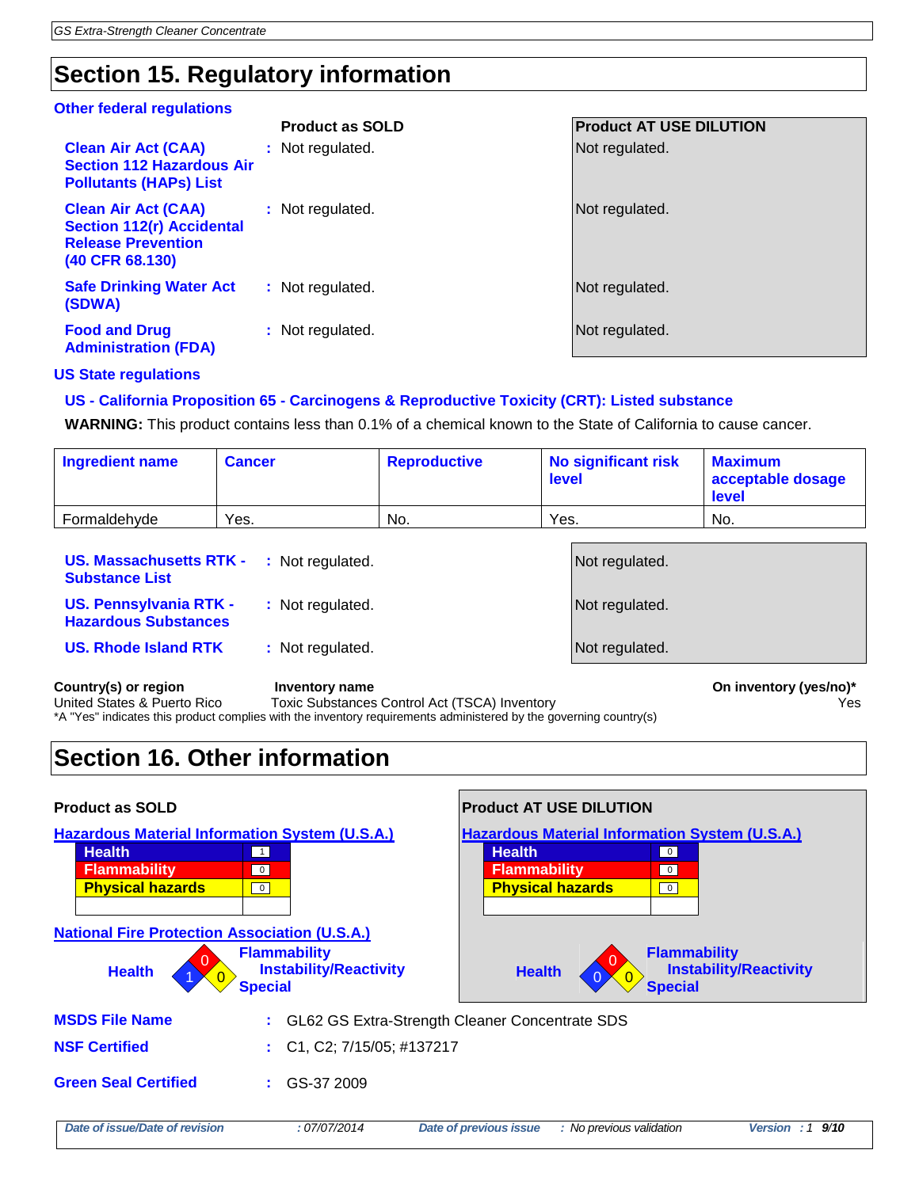## Section 15. Regulatory information

### Other federal regulations

| | Product as SOLD | Product AT USE DILUTION |
|---|---|---|
| **Clean Air Act (CAA) Section 112 Hazardous Air Pollutants (HAPs) List** | Not regulated. | Not regulated. |
| **Clean Air Act (CAA) Section 112(r) Accidental Release Prevention (40 CFR 68.130)** | Not regulated. | Not regulated. |
| **Safe Drinking Water Act (SDWA)** | Not regulated. | Not regulated. |
| **Food and Drug Administration (FDA)** | Not regulated. | Not regulated. |

### US State regulations

**US - California Proposition 65 - Carcinogens & Reproductive Toxicity (CRT): Listed substance**

**WARNING:** This product contains less than 0.1% of a chemical known to the State of California to cause cancer.

| Ingredient name | Cancer | Reproductive | No significant risk level | Maximum acceptable dosage level |
|---|---|---|---|---|
| Formaldehyde | Yes. | No. | Yes. | No. |

| | Product as SOLD | Product AT USE DILUTION |
|---|---|---|
| **US. Massachusetts RTK - Substance List** | Not regulated. | Not regulated. |
| **US. Pennsylvania RTK - Hazardous Substances** | Not regulated. | Not regulated. |
| **US. Rhode Island RTK** | Not regulated. | Not regulated. |

| Country(s) or region | Inventory name | On inventory (yes/no)* |
|---|---|---|
| United States & Puerto Rico | Toxic Substances Control Act (TSCA) Inventory | Yes |

*A "Yes" indicates this product complies with the inventory requirements administered by the governing country(s)

## Section 16. Other information

**Product as SOLD**

**Hazardous Material Information System (U.S.A.)**

| | |
|---|---|
| Health | 1 |
| Flammability | 0 |
| Physical hazards | 0 |

**National Fire Protection Association (U.S.A.)**

Health: 1, Flammability: 0, Instability/Reactivity: 0, Special:

**Product AT USE DILUTION**

**Hazardous Material Information System (U.S.A.)**

| | |
|---|---|
| Health | 0 |
| Flammability | 0 |
| Physical hazards | 0 |

Health: 0, Flammability: 0, Instability/Reactivity: 0, Special:

**MSDS File Name** : GL62 GS Extra-Strength Cleaner Concentrate SDS

**NSF Certified** : C1, C2; 7/15/05; #137217

**Green Seal Certified** : GS-37 2009

*Date of issue/Date of revision* : 07/07/2014 *Date of previous issue* : No previous validation *Version* : 1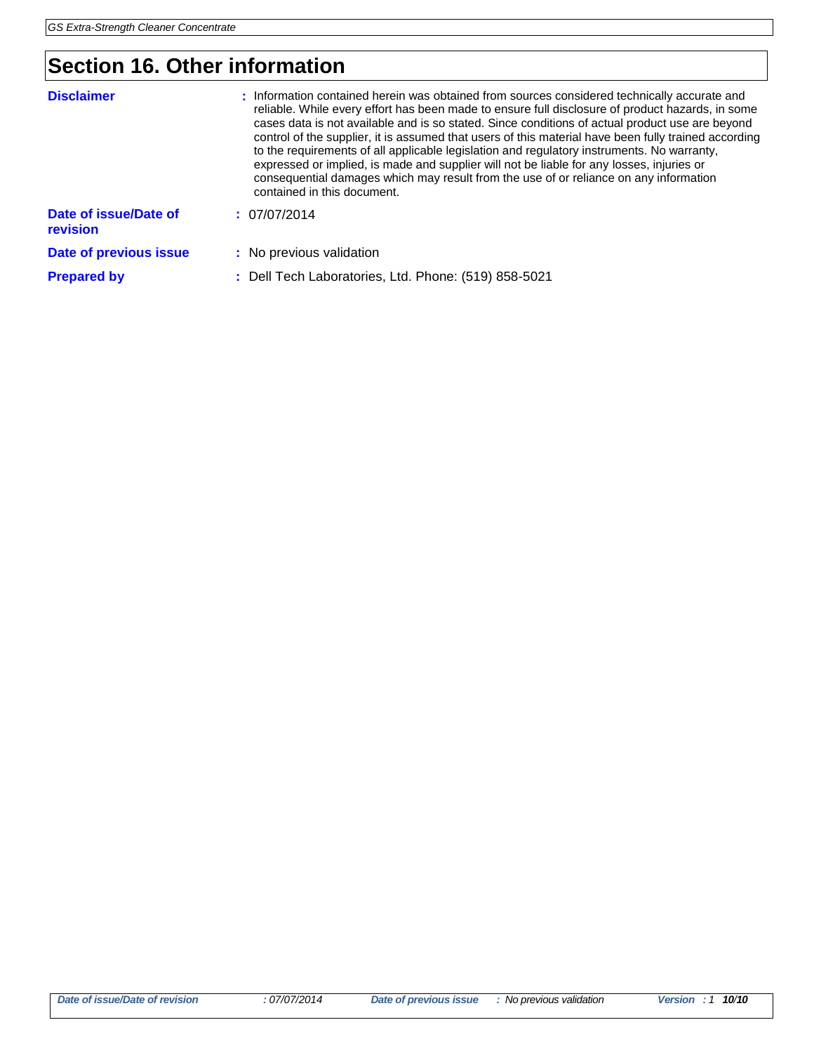# Section 16. Other information

**Disclaimer** : Information contained herein was obtained from sources considered technically accurate and reliable. While every effort has been made to ensure full disclosure of product hazards, in some cases data is not available and is so stated. Since conditions of actual product use are beyond control of the supplier, it is assumed that users of this material have been fully trained according to the requirements of all applicable legislation and regulatory instruments. No warranty, expressed or implied, is made and supplier will not be liable for any losses, injuries or consequential damages which may result from the use of or reliance on any information contained in this document.

**Date of issue/Date of revision** : 07/07/2014

**Date of previous issue** : No previous validation

**Prepared by** : Dell Tech Laboratories, Ltd. Phone: (519) 858-5021